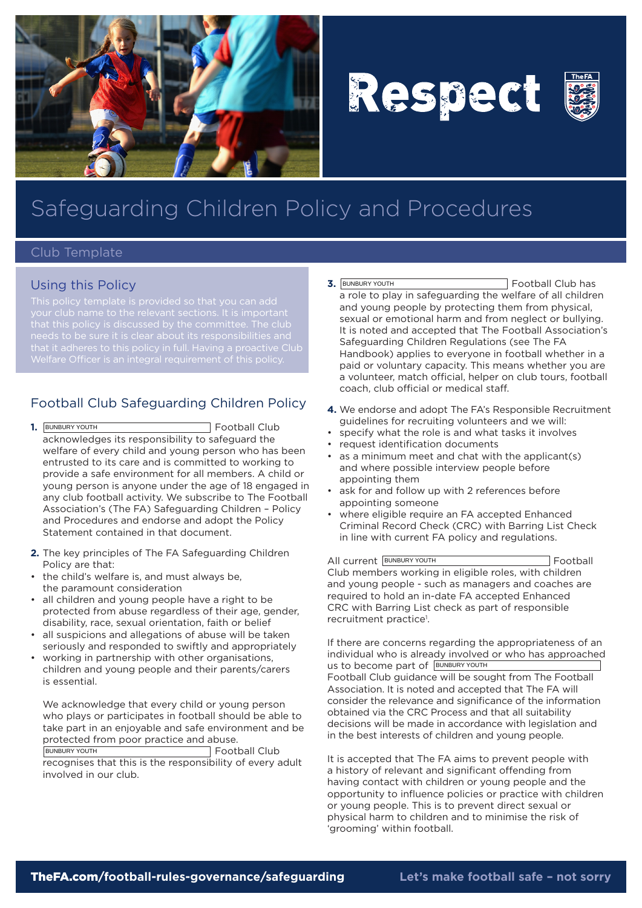# Respect

# Safeguarding Children Policy and Procedures

Club Template

## Using this Policy

This policy template is provided so that you can add your club name to the relevant sections. It is important that this policy is discussed by the committee. The club needs to be sure it is clear about its responsibilities and that it adheres to this policy in full. Having a proactive Club Welfare Officer is an integral requirement of this policy.

## Football Club Safeguarding Children Policy

**1.** BUNBURY YOUTH Football Club acknowledges its responsibility to safeguard the welfare of every child and young person who has been entrusted to its care and is committed to working to provide a safe environment for all members. A child or young person is anyone under the age of 18 engaged in any club football activity. We subscribe to The Football Association's (The FA) Safeguarding Children – Policy and Procedures and endorse and adopt the Policy Statement contained in that document.

**2.** The key principles of The FA Safeguarding Children Policy are that:

- the child's welfare is, and must always be, the paramount consideration
- all children and young people have a right to be protected from abuse regardless of their age, gender, disability, race, sexual orientation, faith or belief
- all suspicions and allegations of abuse will be taken seriously and responded to swiftly and appropriately
- working in partnership with other organisations, children and young people and their parents/carers is essential.

We acknowledge that every child or young person who plays or participates in football should be able to take part in an enjoyable and safe environment and be protected from poor practice and abuse. BUNBURY YOUTH Football Club recognises that this is the responsibility of every adult involved in our club.

**3.** BUNBURY YOUTH Football Club has a role to play in safeguarding the welfare of all children and young people by protecting them from physical, sexual or emotional harm and from neglect or bullying. It is noted and accepted that The Football Association's Safeguarding Children Regulations (see The FA Handbook) applies to everyone in football whether in a paid or voluntary capacity. This means whether you are a volunteer, match official, helper on club tours, football coach, club official or medical staff.

**4.** We endorse and adopt The FA's Responsible Recruitment guidelines for recruiting volunteers and we will:

- specify what the role is and what tasks it involves
- request identification documents
- as a minimum meet and chat with the applicant(s) and where possible interview people before appointing them
- ask for and follow up with 2 references before appointing someone
- where eligible require an FA accepted Enhanced Criminal Record Check (CRC) with Barring List Check in line with current FA policy and regulations.

All current BUNBURY YOUTH Football Club members working in eligible roles, with children and young people - such as managers and coaches are required to hold an in-date FA accepted Enhanced CRC with Barring List check as part of responsible recruitment practice[1].

If there are concerns regarding the appropriateness of an individual who is already involved or who has approached us to become part of BUNBURY YOUTH Football Club guidance will be sought from The Football Association. It is noted and accepted that The FA will consider the relevance and significance of the information obtained via the CRC Process and that all suitability decisions will be made in accordance with legislation and in the best interests of children and young people.

It is accepted that The FA aims to prevent people with a history of relevant and significant offending from having contact with children or young people and the opportunity to influence policies or practice with children or young people. This is to prevent direct sexual or physical harm to children and to minimise the risk of 'grooming' within football.

**TheFA.com/football-rules-governance/safeguarding** Let's make football safe – not sorry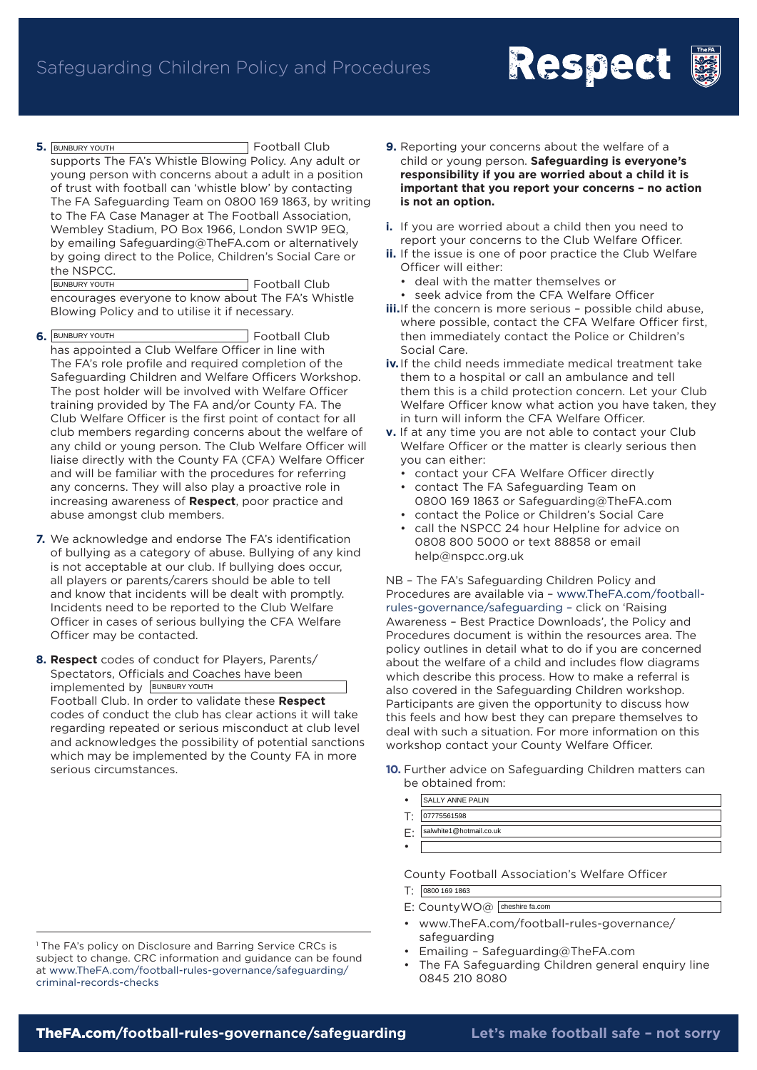# Safeguarding Children Policy and Procedures

**Respect**

**5.** BUNBURY YOUTH Football Club supports The FA's Whistle Blowing Policy. Any adult or young person with concerns about a adult in a position of trust with football can 'whistle blow' by contacting The FA Safeguarding Team on 0800 169 1863, by writing to The FA Case Manager at The Football Association, Wembley Stadium, PO Box 1966, London SW1P 9EQ, by emailing Safeguarding@TheFA.com or alternatively by going direct to the Police, Children's Social Care or the NSPCC.
BUNBURY YOUTH Football Club encourages everyone to know about The FA's Whistle Blowing Policy and to utilise it if necessary.

**6.** BUNBURY YOUTH Football Club has appointed a Club Welfare Officer in line with The FA's role profile and required completion of the Safeguarding Children and Welfare Officers Workshop. The post holder will be involved with Welfare Officer training provided by The FA and/or County FA. The Club Welfare Officer is the first point of contact for all club members regarding concerns about the welfare of any child or young person. The Club Welfare Officer will liaise directly with the County FA (CFA) Welfare Officer and will be familiar with the procedures for referring any concerns. They will also play a proactive role in increasing awareness of **Respect**, poor practice and abuse amongst club members.

**7.** We acknowledge and endorse The FA's identification of bullying as a category of abuse. Bullying of any kind is not acceptable at our club. If bullying does occur, all players or parents/carers should be able to tell and know that incidents will be dealt with promptly. Incidents need to be reported to the Club Welfare Officer in cases of serious bullying the CFA Welfare Officer may be contacted.

**8.** **Respect** codes of conduct for Players, Parents/ Spectators, Officials and Coaches have been implemented by BUNBURY YOUTH Football Club. In order to validate these **Respect** codes of conduct the club has clear actions it will take regarding repeated or serious misconduct at club level and acknowledges the possibility of potential sanctions which may be implemented by the County FA in more serious circumstances.

[1] The FA's policy on Disclosure and Barring Service CRCs is subject to change. CRC information and guidance can be found at www.TheFA.com/football-rules-governance/safeguarding/criminal-records-checks

**9.** Reporting your concerns about the welfare of a child or young person. **Safeguarding is everyone's responsibility if you are worried about a child it is important that you report your concerns – no action is not an option.**

**i.** If you are worried about a child then you need to report your concerns to the Club Welfare Officer.

**ii.** If the issue is one of poor practice the Club Welfare Officer will either:
- deal with the matter themselves or
- seek advice from the CFA Welfare Officer

**iii.** If the concern is more serious – possible child abuse, where possible, contact the CFA Welfare Officer first, then immediately contact the Police or Children's Social Care.

**iv.** If the child needs immediate medical treatment take them to a hospital or call an ambulance and tell them this is a child protection concern. Let your Club Welfare Officer know what action you have taken, they in turn will inform the CFA Welfare Officer.

**v.** If at any time you are not able to contact your Club Welfare Officer or the matter is clearly serious then you can either:
- contact your CFA Welfare Officer directly
- contact The FA Safeguarding Team on 0800 169 1863 or Safeguarding@TheFA.com
- contact the Police or Children's Social Care
- call the NSPCC 24 hour Helpline for advice on 0808 800 5000 or text 88858 or email help@nspcc.org.uk

NB – The FA's Safeguarding Children Policy and Procedures are available via – www.TheFA.com/football-rules-governance/safeguarding – click on 'Raising Awareness – Best Practice Downloads', the Policy and Procedures document is within the resources area. The policy outlines in detail what to do if you are concerned about the welfare of a child and includes flow diagrams which describe this process. How to make a referral is also covered in the Safeguarding Children workshop. Participants are given the opportunity to discuss how this feels and how best they can prepare themselves to deal with such a situation. For more information on this workshop contact your County Welfare Officer.

**10.** Further advice on Safeguarding Children matters can be obtained from:

- SALLY ANNE PALIN

T: 07775561598

E: salwhite1@hotmail.co.uk

- 

County Football Association's Welfare Officer

T: 0800 169 1863

E: CountyWO@ cheshire fa.com

- www.TheFA.com/football-rules-governance/safeguarding
- Emailing – Safeguarding@TheFA.com
- The FA Safeguarding Children general enquiry line 0845 210 8080

**TheFA.com/football-rules-governance/safeguarding** **Let's make football safe – not sorry**